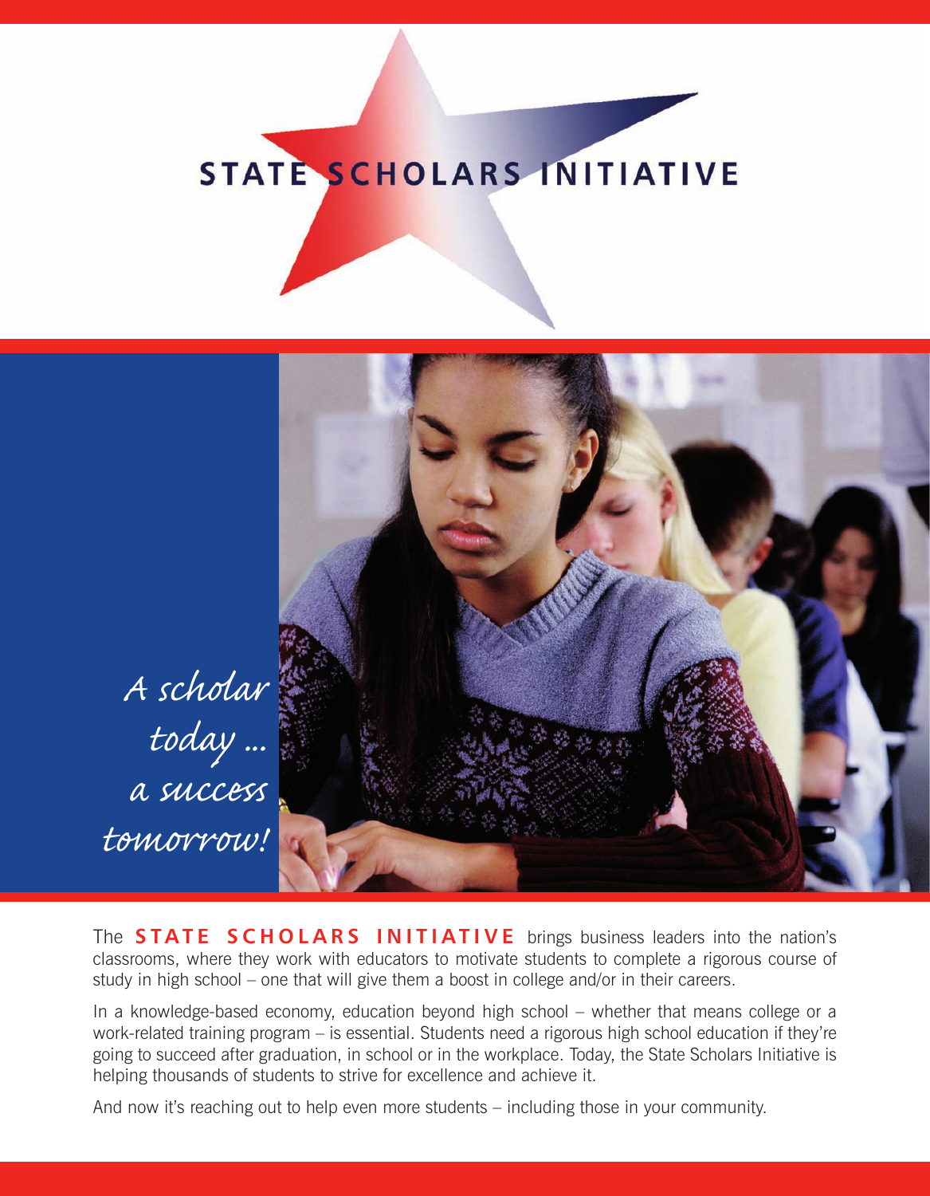# STATE SCHOLARS INITIATIVE

*A scholar today ... a success tomorrow!*

The **STATE SCHOLARS INITIATIVE** brings business leaders into the nation's classrooms, where they work with educators to motivate students to complete a rigorous course of study in high school – one that will give them a boost in college and/or in their careers.

In a knowledge-based economy, education beyond high school – whether that means college or a work-related training program – is essential. Students need a rigorous high school education if they're going to succeed after graduation, in school or in the workplace. Today, the State Scholars Initiative is helping thousands of students to strive for excellence and achieve it.

And now it's reaching out to help even more students – including those in your community.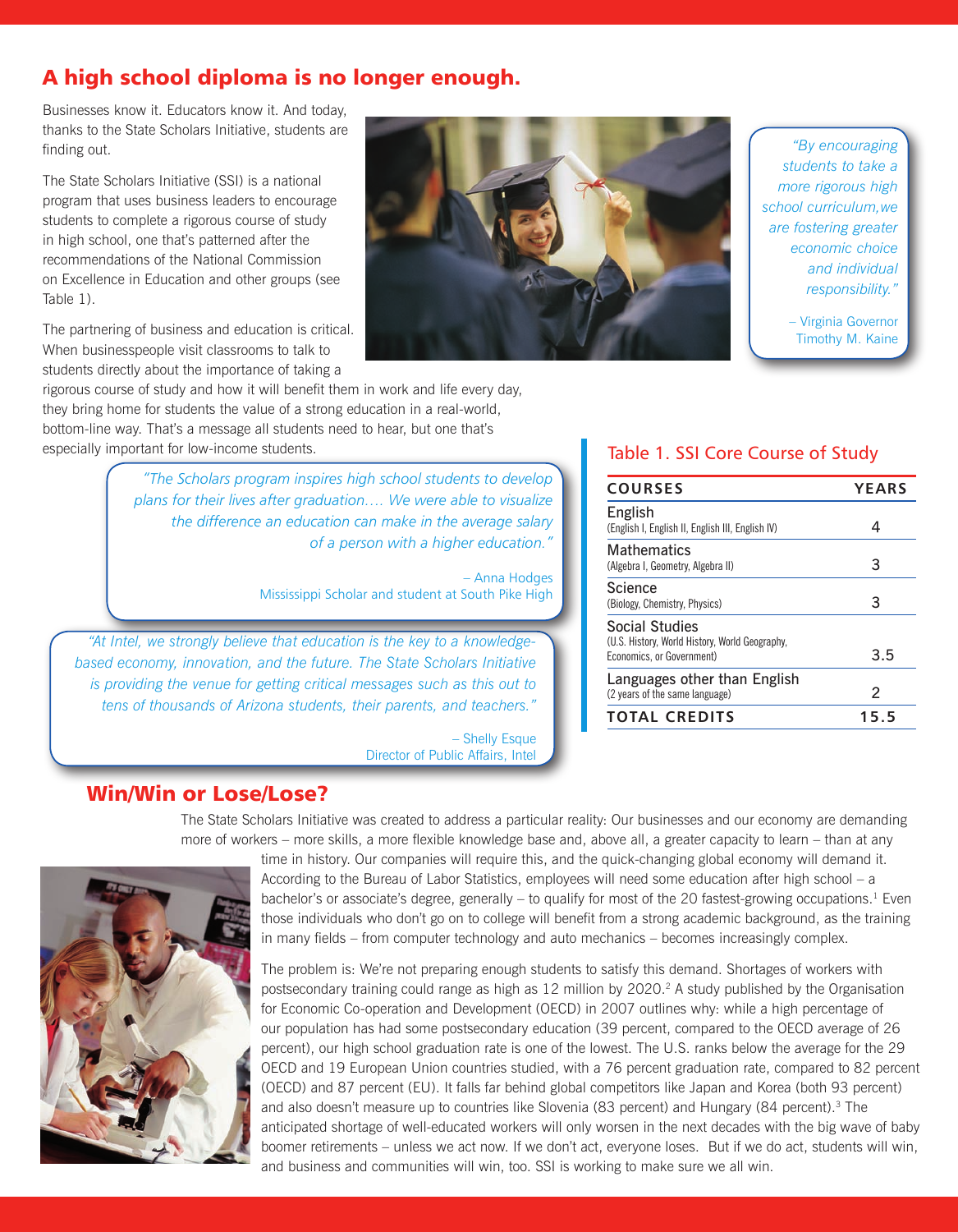## A high school diploma is no longer enough.

Businesses know it. Educators know it. And today, thanks to the State Scholars Initiative, students are finding out.

The State Scholars Initiative (SSI) is a national program that uses business leaders to encourage students to complete a rigorous course of study in high school, one that's patterned after the recommendations of the National Commission on Excellence in Education and other groups (see Table 1).

The partnering of business and education is critical. When businesspeople visit classrooms to talk to students directly about the importance of taking a rigorous course of study and how it will benefit them in work and life every day, they bring home for students the value of a strong education in a real-world, bottom-line way. That's a message all students need to hear, but one that's especially important for low-income students.

> *"By encouraging students to take a more rigorous high school curriculum, we are fostering greater economic choice and individual responsibility."*
>
> – Virginia Governor Timothy M. Kaine

> *"The Scholars program inspires high school students to develop plans for their lives after graduation…. We were able to visualize the difference an education can make in the average salary of a person with a higher education."*
>
> – Anna Hodges
> Mississippi Scholar and student at South Pike High

> *"At Intel, we strongly believe that education is the key to a knowledge-based economy, innovation, and the future. The State Scholars Initiative is providing the venue for getting critical messages such as this out to tens of thousands of Arizona students, their parents, and teachers."*
>
> – Shelly Esque
> Director of Public Affairs, Intel

### Table 1. SSI Core Course of Study

| COURSES | YEARS |
|---|---|
| English (English I, English II, English III, English IV) | 4 |
| Mathematics (Algebra I, Geometry, Algebra II) | 3 |
| Science (Biology, Chemistry, Physics) | 3 |
| Social Studies (U.S. History, World History, World Geography, Economics, or Government) | 3.5 |
| Languages other than English (2 years of the same language) | 2 |
| **TOTAL CREDITS** | **15.5** |

## Win/Win or Lose/Lose?

The State Scholars Initiative was created to address a particular reality: Our businesses and our economy are demanding more of workers – more skills, a more flexible knowledge base and, above all, a greater capacity to learn – than at any time in history. Our companies will require this, and the quick-changing global economy will demand it. According to the Bureau of Labor Statistics, employees will need some education after high school – a bachelor's or associate's degree, generally – to qualify for most of the 20 fastest-growing occupations.[1] Even those individuals who don't go on to college will benefit from a strong academic background, as the training in many fields – from computer technology and auto mechanics – becomes increasingly complex.

The problem is: We're not preparing enough students to satisfy this demand. Shortages of workers with postsecondary training could range as high as 12 million by 2020.[2] A study published by the Organisation for Economic Co-operation and Development (OECD) in 2007 outlines why: while a high percentage of our population has had some postsecondary education (39 percent, compared to the OECD average of 26 percent), our high school graduation rate is one of the lowest. The U.S. ranks below the average for the 29 OECD and 19 European Union countries studied, with a 76 percent graduation rate, compared to 82 percent (OECD) and 87 percent (EU). It falls far behind global competitors like Japan and Korea (both 93 percent) and also doesn't measure up to countries like Slovenia (83 percent) and Hungary (84 percent).[3] The anticipated shortage of well-educated workers will only worsen in the next decades with the big wave of baby boomer retirements – unless we act now. If we don't act, everyone loses. But if we do act, students will win, and business and communities will win, too. SSI is working to make sure we all win.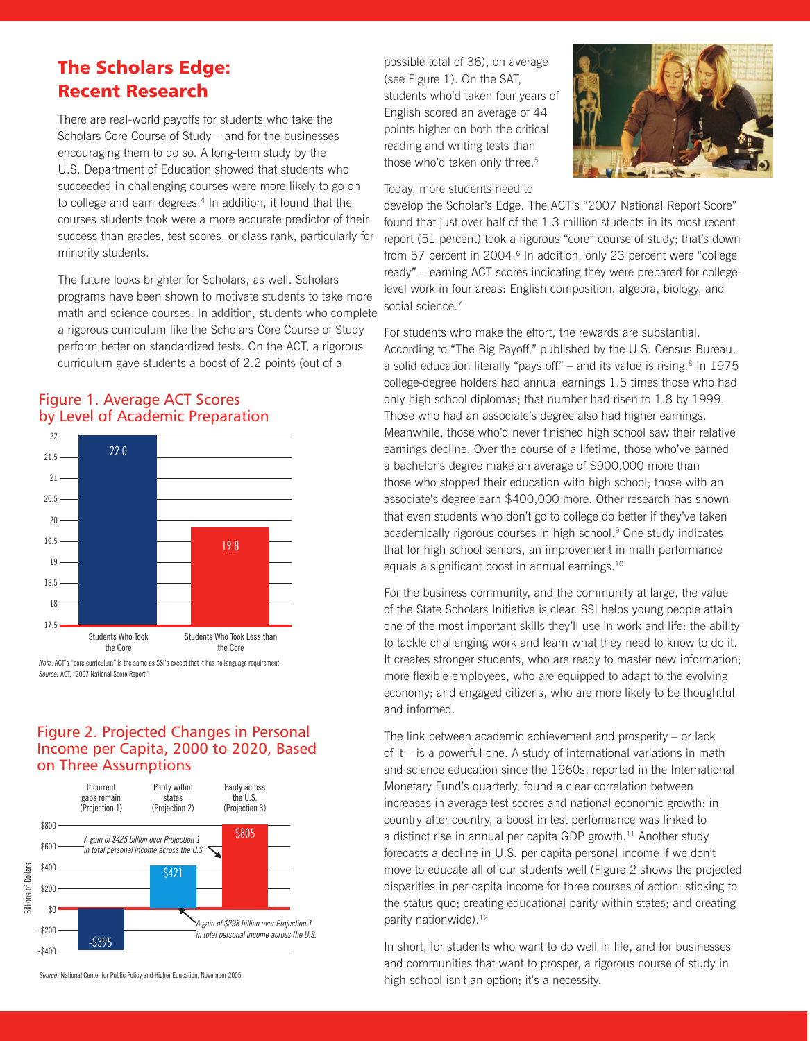## The Scholars Edge: Recent Research

There are real-world payoffs for students who take the Scholars Core Course of Study – and for the businesses encouraging them to do so. A long-term study by the U.S. Department of Education showed that students who succeeded in challenging courses were more likely to go on to college and earn degrees.[4] In addition, it found that the courses students took were a more accurate predictor of their success than grades, test scores, or class rank, particularly for minority students.

The future looks brighter for Scholars, as well. Scholars programs have been shown to motivate students to take more math and science courses. In addition, students who complete a rigorous curriculum like the Scholars Core Course of Study perform better on standardized tests. On the ACT, a rigorous curriculum gave students a boost of 2.2 points (out of a possible total of 36), on average (see Figure 1). On the SAT, students who'd taken four years of English scored an average of 44 points higher on both the critical reading and writing tests than those who'd taken only three.[5]

### Figure 1. Average ACT Scores by Level of Academic Preparation

| | Average ACT Score |
|---|---|
| Students Who Took the Core | 22.0 |
| Students Who Took Less than the Core | 19.8 |

*Note:* ACT's "core curriculum" is the same as SSI's except that it has no language requirement.
*Source:* ACT, "2007 National Score Report."

### Figure 2. Projected Changes in Personal Income per Capita, 2000 to 2020, Based on Three Assumptions

| | If current gaps remain (Projection 1) | Parity within states (Projection 2) | Parity across the U.S. (Projection 3) |
|---|---|---|---|
| Billions of Dollars | -$395 | $421 | $805 |

A gain of $298 billion over Projection 1 in total personal income across the U.S. (Projection 2)

A gain of $425 billion over Projection 1 in total personal income across the U.S. (Projection 3)

*Source:* National Center for Public Policy and Higher Education, November 2005.

Today, more students need to develop the Scholar's Edge. The ACT's "2007 National Report Score" found that just over half of the 1.3 million students in its most recent report (51 percent) took a rigorous "core" course of study; that's down from 57 percent in 2004.[6] In addition, only 23 percent were "college ready" – earning ACT scores indicating they were prepared for college-level work in four areas: English composition, algebra, biology, and social science.[7]

For students who make the effort, the rewards are substantial. According to "The Big Payoff," published by the U.S. Census Bureau, a solid education literally "pays off" – and its value is rising.[8] In 1975 college-degree holders had annual earnings 1.5 times those who had only high school diplomas; that number had risen to 1.8 by 1999. Those who had an associate's degree also had higher earnings. Meanwhile, those who'd never finished high school saw their relative earnings decline. Over the course of a lifetime, those who've earned a bachelor's degree make an average of $900,000 more than those who stopped their education with high school; those with an associate's degree earn $400,000 more. Other research has shown that even students who don't go to college do better if they've taken academically rigorous courses in high school.[9] One study indicates that for high school seniors, an improvement in math performance equals a significant boost in annual earnings.[10]

For the business community, and the community at large, the value of the State Scholars Initiative is clear. SSI helps young people attain one of the most important skills they'll use in work and life: the ability to tackle challenging work and learn what they need to know to do it. It creates stronger students, who are ready to master new information; more flexible employees, who are equipped to adapt to the evolving economy; and engaged citizens, who are more likely to be thoughtful and informed.

The link between academic achievement and prosperity – or lack of it – is a powerful one. A study of international variations in math and science education since the 1960s, reported in the International Monetary Fund's quarterly, found a clear correlation between increases in average test scores and national economic growth: in country after country, a boost in test performance was linked to a distinct rise in annual per capita GDP growth.[11] Another study forecasts a decline in U.S. per capita personal income if we don't move to educate all of our students well (Figure 2 shows the projected disparities in per capita income for three courses of action: sticking to the status quo; creating educational parity within states; and creating parity nationwide).[12]

In short, for students who want to do well in life, and for businesses and communities that want to prosper, a rigorous course of study in high school isn't an option; it's a necessity.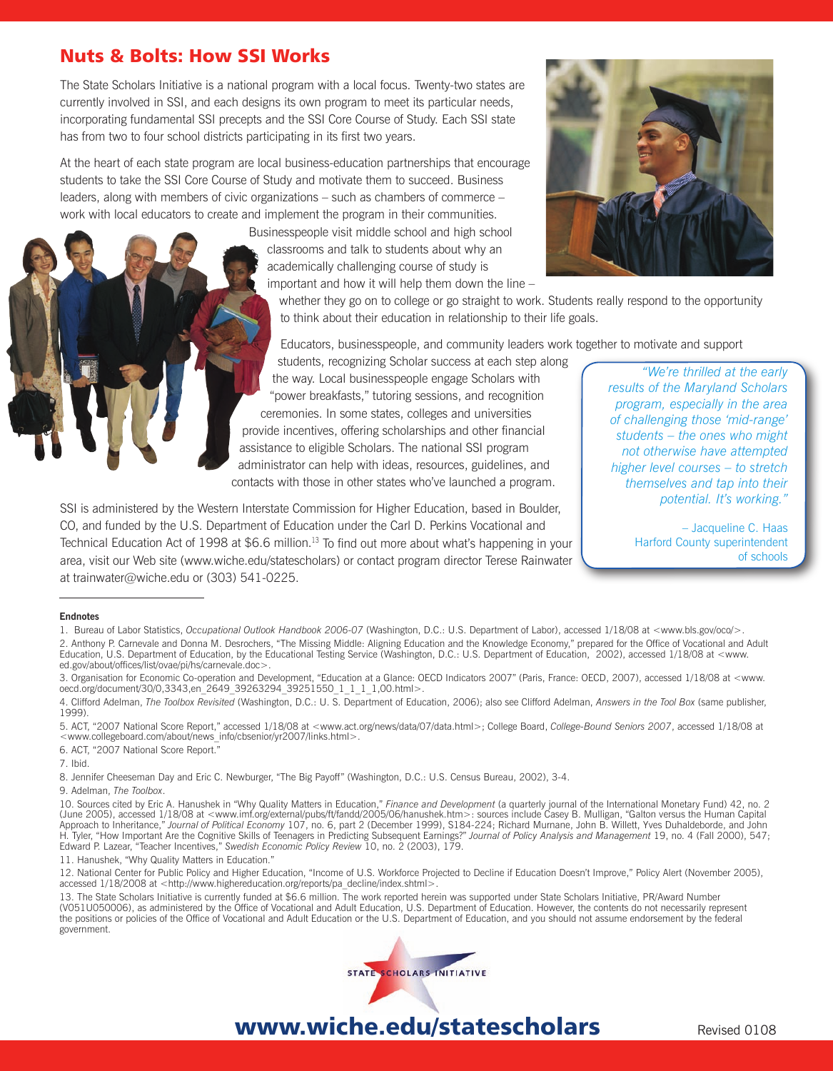## Nuts & Bolts: How SSI Works

The State Scholars Initiative is a national program with a local focus. Twenty-two states are currently involved in SSI, and each designs its own program to meet its particular needs, incorporating fundamental SSI precepts and the SSI Core Course of Study. Each SSI state has from two to four school districts participating in its first two years.

At the heart of each state program are local business-education partnerships that encourage students to take the SSI Core Course of Study and motivate them to succeed. Business leaders, along with members of civic organizations – such as chambers of commerce – work with local educators to create and implement the program in their communities. Businesspeople visit middle school and high school classrooms and talk to students about why an academically challenging course of study is important and how it will help them down the line – whether they go on to college or go straight to work. Students really respond to the opportunity to think about their education in relationship to their life goals.

Educators, businesspeople, and community leaders work together to motivate and support students, recognizing Scholar success at each step along the way. Local businesspeople engage Scholars with "power breakfasts," tutoring sessions, and recognition ceremonies. In some states, colleges and universities provide incentives, offering scholarships and other financial assistance to eligible Scholars. The national SSI program administrator can help with ideas, resources, guidelines, and contacts with those in other states who've launched a program.

*"We're thrilled at the early results of the Maryland Scholars program, especially in the area of challenging those 'mid-range' students – the ones who might not otherwise have attempted higher level courses – to stretch themselves and tap into their potential. It's working."*

– Jacqueline C. Haas
Harford County superintendent of schools

SSI is administered by the Western Interstate Commission for Higher Education, based in Boulder, CO, and funded by the U.S. Department of Education under the Carl D. Perkins Vocational and Technical Education Act of 1998 at $6.6 million.[13] To find out more about what's happening in your area, visit our Web site (www.wiche.edu/statescholars) or contact program director Terese Rainwater at trainwater@wiche.edu or (303) 541-0225.

**Endnotes**

1. Bureau of Labor Statistics, *Occupational Outlook Handbook 2006-07* (Washington, D.C.: U.S. Department of Labor), accessed 1/18/08 at <www.bls.gov/oco/>.
2. Anthony P. Carnevale and Donna M. Desrochers, "The Missing Middle: Aligning Education and the Knowledge Economy," prepared for the Office of Vocational and Adult Education, U.S. Department of Education, by the Educational Testing Service (Washington, D.C.: U.S. Department of Education, 2002), accessed 1/18/08 at <www.ed.gov/about/offices/list/ovae/pi/hs/carnevale.doc>.
3. Organisation for Economic Co-operation and Development, "Education at a Glance: OECD Indicators 2007" (Paris, France: OECD, 2007), accessed 1/18/08 at <www.oecd.org/document/30/0,3343,en_2649_39263294_39251550_1_1_1_1,00.html>.
4. Clifford Adelman, *The Toolbox Revisited* (Washington, D.C.: U. S. Department of Education, 2006); also see Clifford Adelman, *Answers in the Tool Box* (same publisher, 1999).
5. ACT, "2007 National Score Report," accessed 1/18/08 at <www.act.org/news/data/07/data.html>; College Board, *College-Bound Seniors 2007*, accessed 1/18/08 at <www.collegeboard.com/about/news_info/cbsenior/yr2007/links.html>.
6. ACT, "2007 National Score Report."
7. Ibid.
8. Jennifer Cheeseman Day and Eric C. Newburger, "The Big Payoff" (Washington, D.C.: U.S. Census Bureau, 2002), 3-4.
9. Adelman, *The Toolbox*.
10. Sources cited by Eric A. Hanushek in "Why Quality Matters in Education," *Finance and Development* (a quarterly journal of the International Monetary Fund) 42, no. 2 (June 2005), accessed 1/18/08 at <www.imf.org/external/pubs/ft/fandd/2005/06/hanushek.htm>: sources include Casey B. Mulligan, "Galton versus the Human Capital Approach to Inheritance," *Journal of Political Economy* 107, no. 6, part 2 (December 1999), S184-224; Richard Murnane, John B. Willett, Yves Duhaldeborde, and John H. Tyler, "How Important Are the Cognitive Skills of Teenagers in Predicting Subsequent Earnings?" *Journal of Policy Analysis and Management* 19, no. 4 (Fall 2000), 547; Edward P. Lazear, "Teacher Incentives," *Swedish Economic Policy Review* 10, no. 2 (2003), 179.
11. Hanushek, "Why Quality Matters in Education."
12. National Center for Public Policy and Higher Education, "Income of U.S. Workforce Projected to Decline if Education Doesn't Improve," Policy Alert (November 2005), accessed 1/18/2008 at <http://www.highereducation.org/reports/pa_decline/index.shtml>.
13. The State Scholars Initiative is currently funded at $6.6 million. The work reported herein was supported under State Scholars Initiative, PR/Award Number (V051U050006), as administered by the Office of Vocational and Adult Education, U.S. Department of Education. However, the contents do not necessarily represent the positions or policies of the Office of Vocational and Adult Education or the U.S. Department of Education, and you should not assume endorsement by the federal government.

STATE SCHOLARS INITIATIVE

**www.wiche.edu/statescholars**

Revised 0108